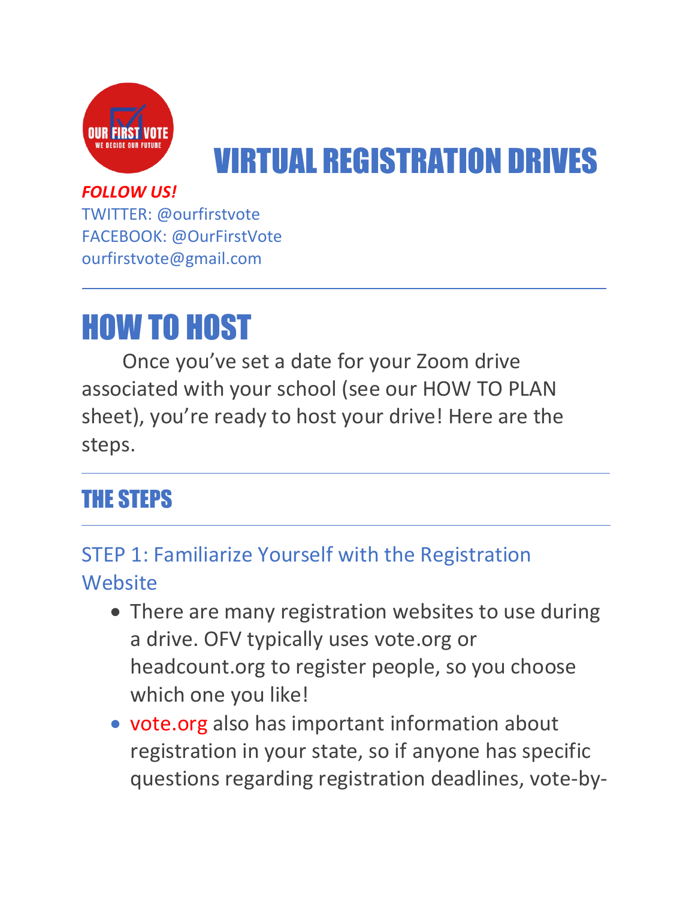# VIRTUAL REGISTRATION DRIVES

***FOLLOW US!***
TWITTER: @ourfirstvote
FACEBOOK: @OurFirstVote
ourfirstvote@gmail.com

---

# HOW TO HOST

Once you've set a date for your Zoom drive associated with your school (see our HOW TO PLAN sheet), you're ready to host your drive! Here are the steps.

---

## THE STEPS

---

### STEP 1: Familiarize Yourself with the Registration Website

- There are many registration websites to use during a drive. OFV typically uses vote.org or headcount.org to register people, so you choose which one you like!
- vote.org also has important information about registration in your state, so if anyone has specific questions regarding registration deadlines, vote-by-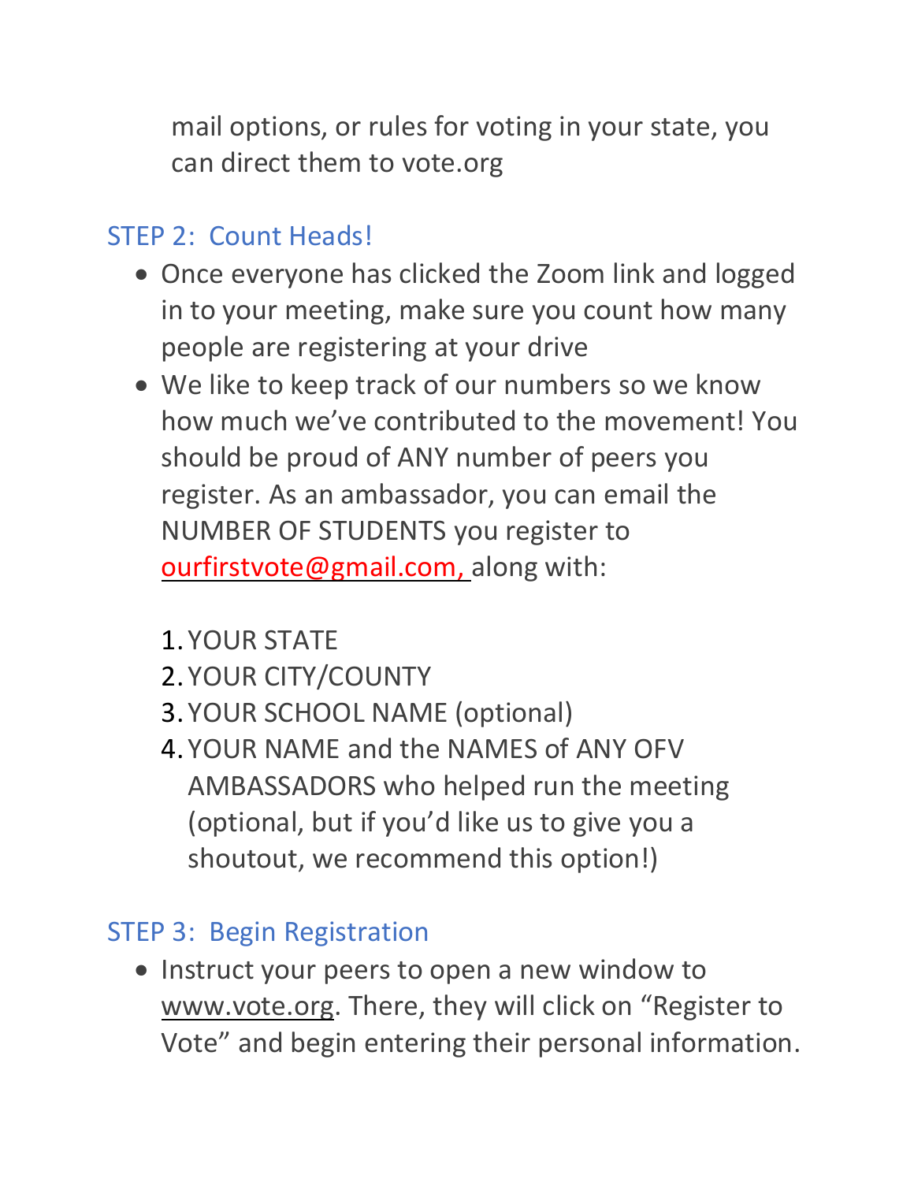mail options, or rules for voting in your state, you can direct them to vote.org

## STEP 2: Count Heads!

- Once everyone has clicked the Zoom link and logged in to your meeting, make sure you count how many people are registering at your drive
- We like to keep track of our numbers so we know how much we've contributed to the movement! You should be proud of ANY number of peers you register. As an ambassador, you can email the NUMBER OF STUDENTS you register to ourfirstvote@gmail.com, along with:

1. YOUR STATE
2. YOUR CITY/COUNTY
3. YOUR SCHOOL NAME (optional)
4. YOUR NAME and the NAMES of ANY OFV AMBASSADORS who helped run the meeting (optional, but if you'd like us to give you a shoutout, we recommend this option!)

## STEP 3: Begin Registration

- Instruct your peers to open a new window to www.vote.org. There, they will click on "Register to Vote" and begin entering their personal information.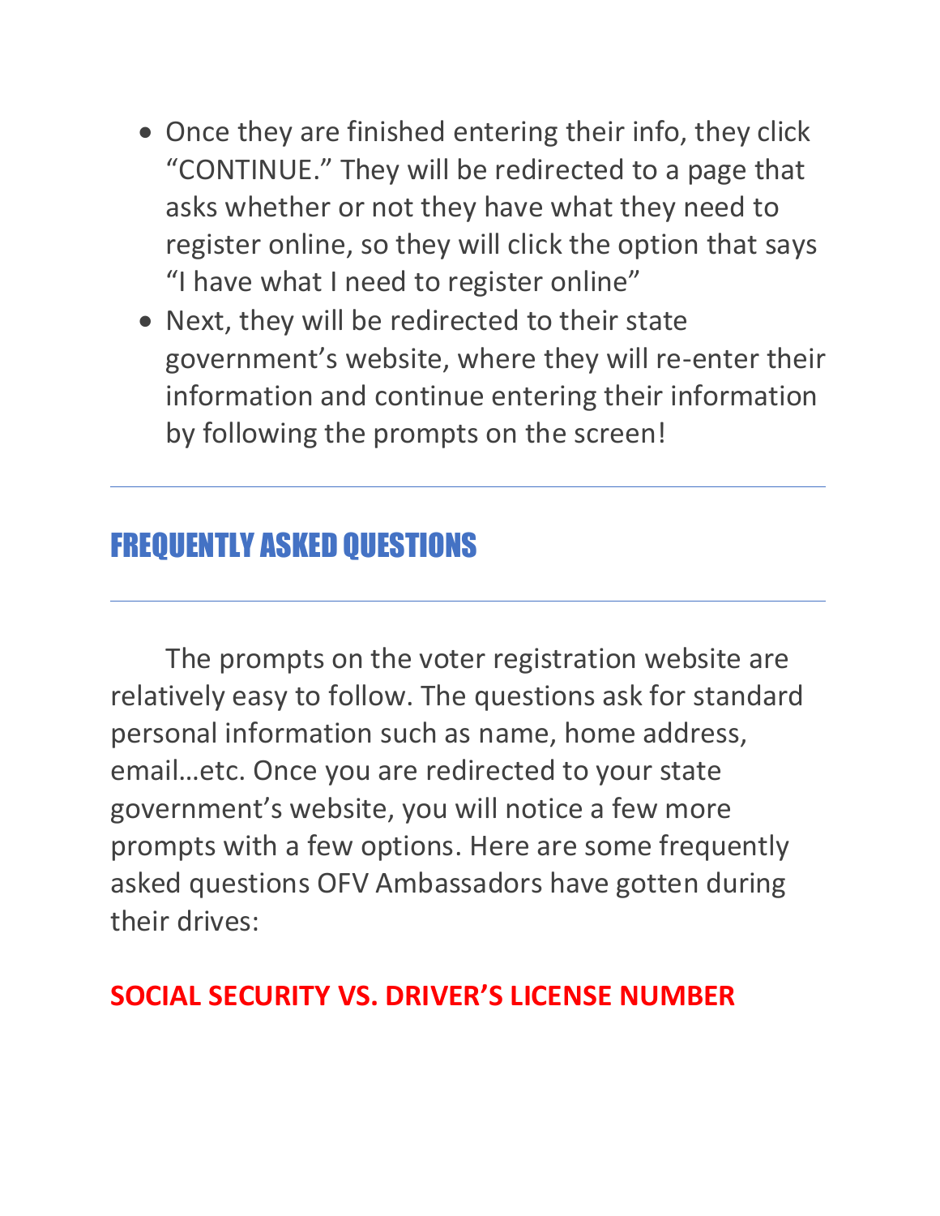- Once they are finished entering their info, they click "CONTINUE." They will be redirected to a page that asks whether or not they have what they need to register online, so they will click the option that says "I have what I need to register online"
- Next, they will be redirected to their state government's website, where they will re-enter their information and continue entering their information by following the prompts on the screen!

---

## FREQUENTLY ASKED QUESTIONS

---

The prompts on the voter registration website are relatively easy to follow. The questions ask for standard personal information such as name, home address, email…etc. Once you are redirected to your state government's website, you will notice a few more prompts with a few options. Here are some frequently asked questions OFV Ambassadors have gotten during their drives:

### SOCIAL SECURITY VS. DRIVER'S LICENSE NUMBER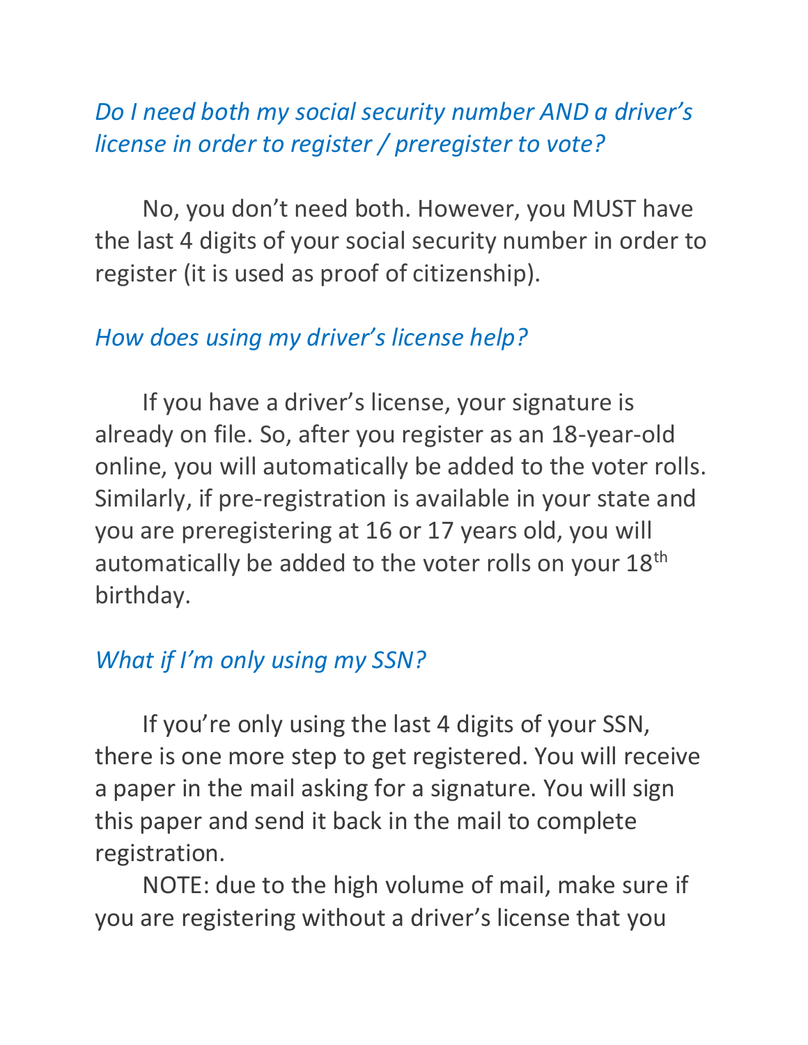*Do I need both my social security number AND a driver's license in order to register / preregister to vote?*

No, you don't need both. However, you MUST have the last 4 digits of your social security number in order to register (it is used as proof of citizenship).

*How does using my driver's license help?*

If you have a driver's license, your signature is already on file. So, after you register as an 18-year-old online, you will automatically be added to the voter rolls. Similarly, if pre-registration is available in your state and you are preregistering at 16 or 17 years old, you will automatically be added to the voter rolls on your 18th birthday.

*What if I'm only using my SSN?*

If you're only using the last 4 digits of your SSN, there is one more step to get registered. You will receive a paper in the mail asking for a signature. You will sign this paper and send it back in the mail to complete registration.

NOTE: due to the high volume of mail, make sure if you are registering without a driver's license that you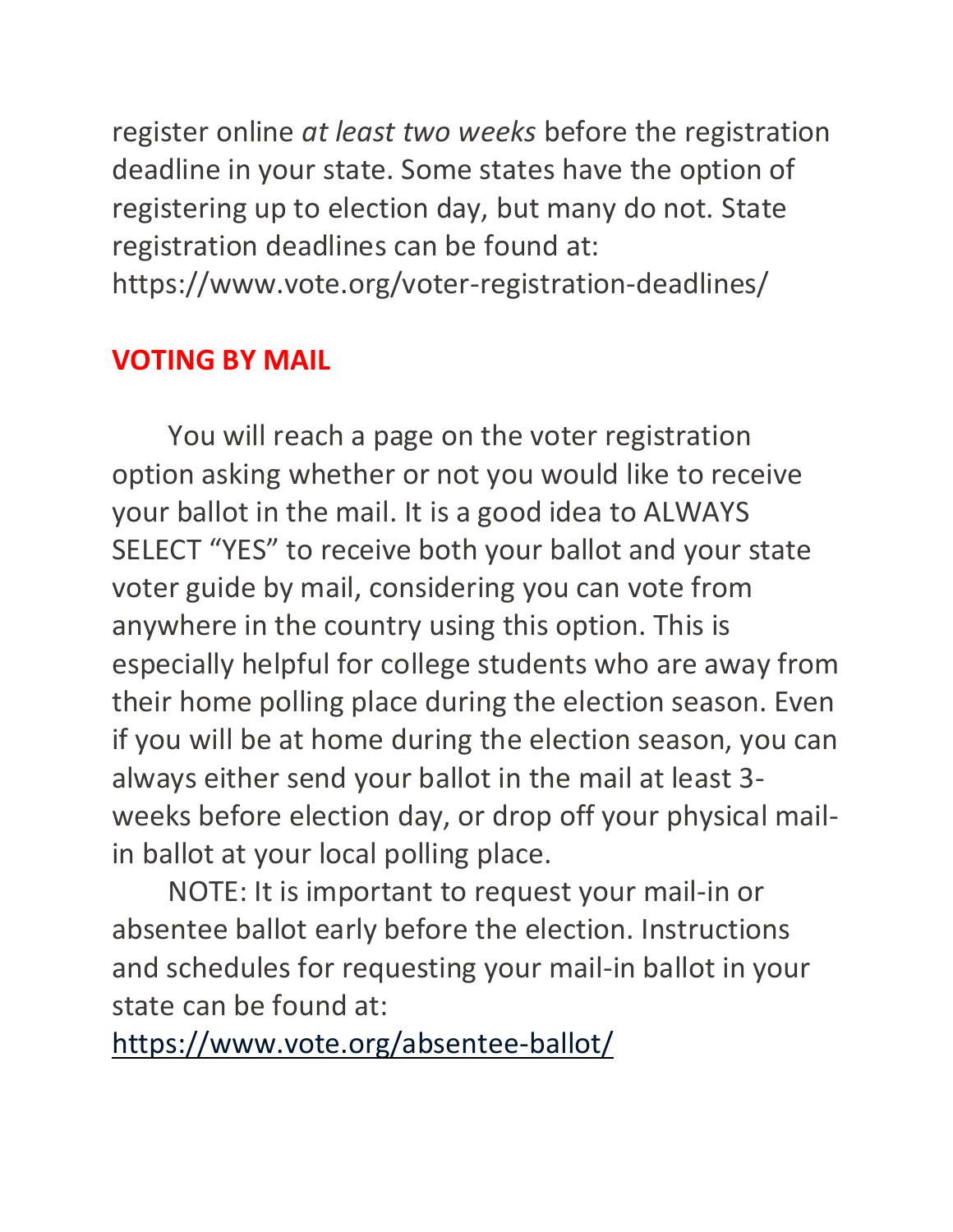register online *at least two weeks* before the registration deadline in your state. Some states have the option of registering up to election day, but many do not. State registration deadlines can be found at: https://www.vote.org/voter-registration-deadlines/

## VOTING BY MAIL

You will reach a page on the voter registration option asking whether or not you would like to receive your ballot in the mail. It is a good idea to ALWAYS SELECT "YES" to receive both your ballot and your state voter guide by mail, considering you can vote from anywhere in the country using this option. This is especially helpful for college students who are away from their home polling place during the election season. Even if you will be at home during the election season, you can always either send your ballot in the mail at least 3-weeks before election day, or drop off your physical mail-in ballot at your local polling place.

NOTE: It is important to request your mail-in or absentee ballot early before the election. Instructions and schedules for requesting your mail-in ballot in your state can be found at:
https://www.vote.org/absentee-ballot/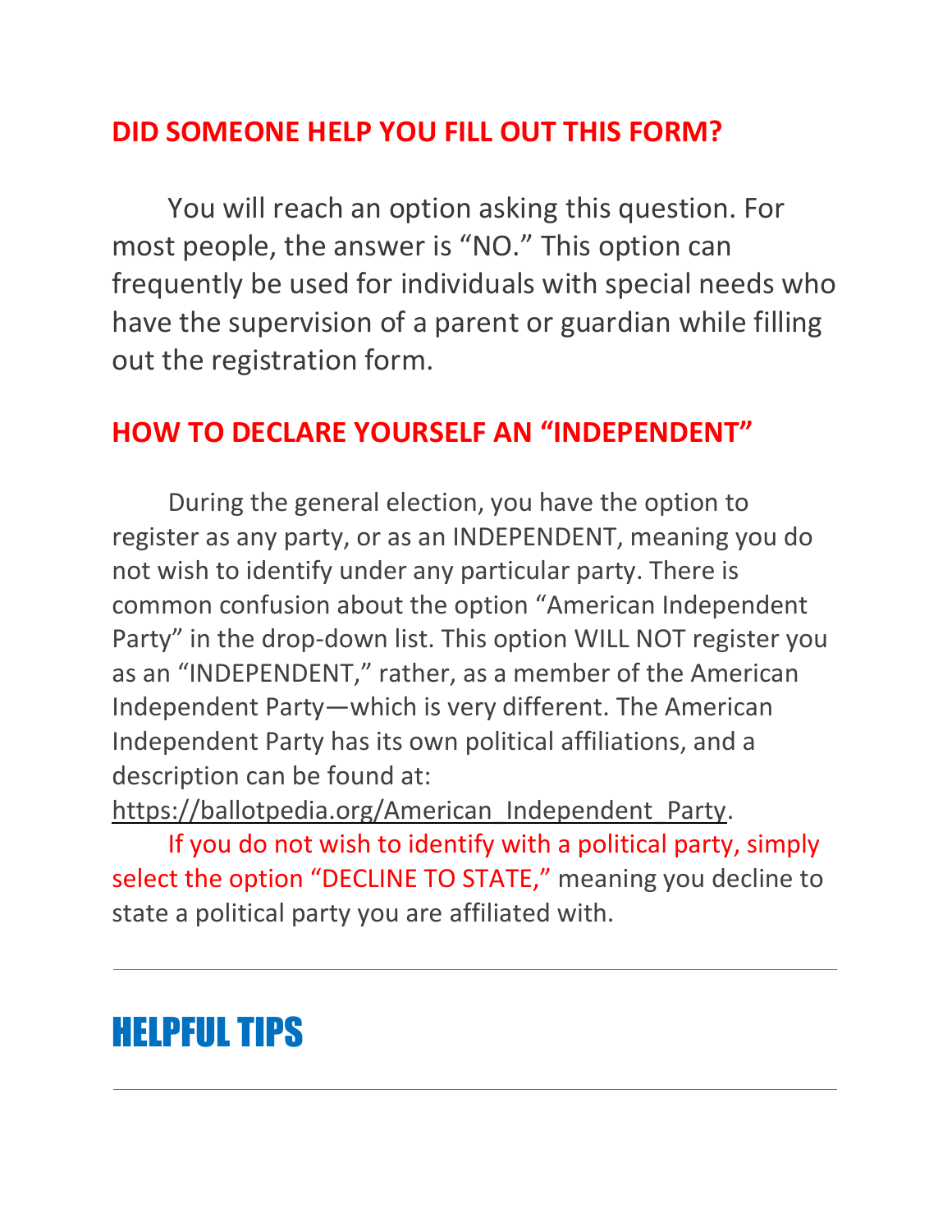## DID SOMEONE HELP YOU FILL OUT THIS FORM?

You will reach an option asking this question. For most people, the answer is "NO." This option can frequently be used for individuals with special needs who have the supervision of a parent or guardian while filling out the registration form.

## HOW TO DECLARE YOURSELF AN "INDEPENDENT"

During the general election, you have the option to register as any party, or as an INDEPENDENT, meaning you do not wish to identify under any particular party. There is common confusion about the option "American Independent Party" in the drop-down list. This option WILL NOT register you as an "INDEPENDENT," rather, as a member of the American Independent Party—which is very different. The American Independent Party has its own political affiliations, and a description can be found at: https://ballotpedia.org/American_Independent_Party.

If you do not wish to identify with a political party, simply select the option "DECLINE TO STATE," meaning you decline to state a political party you are affiliated with.

---

# HELPFUL TIPS

---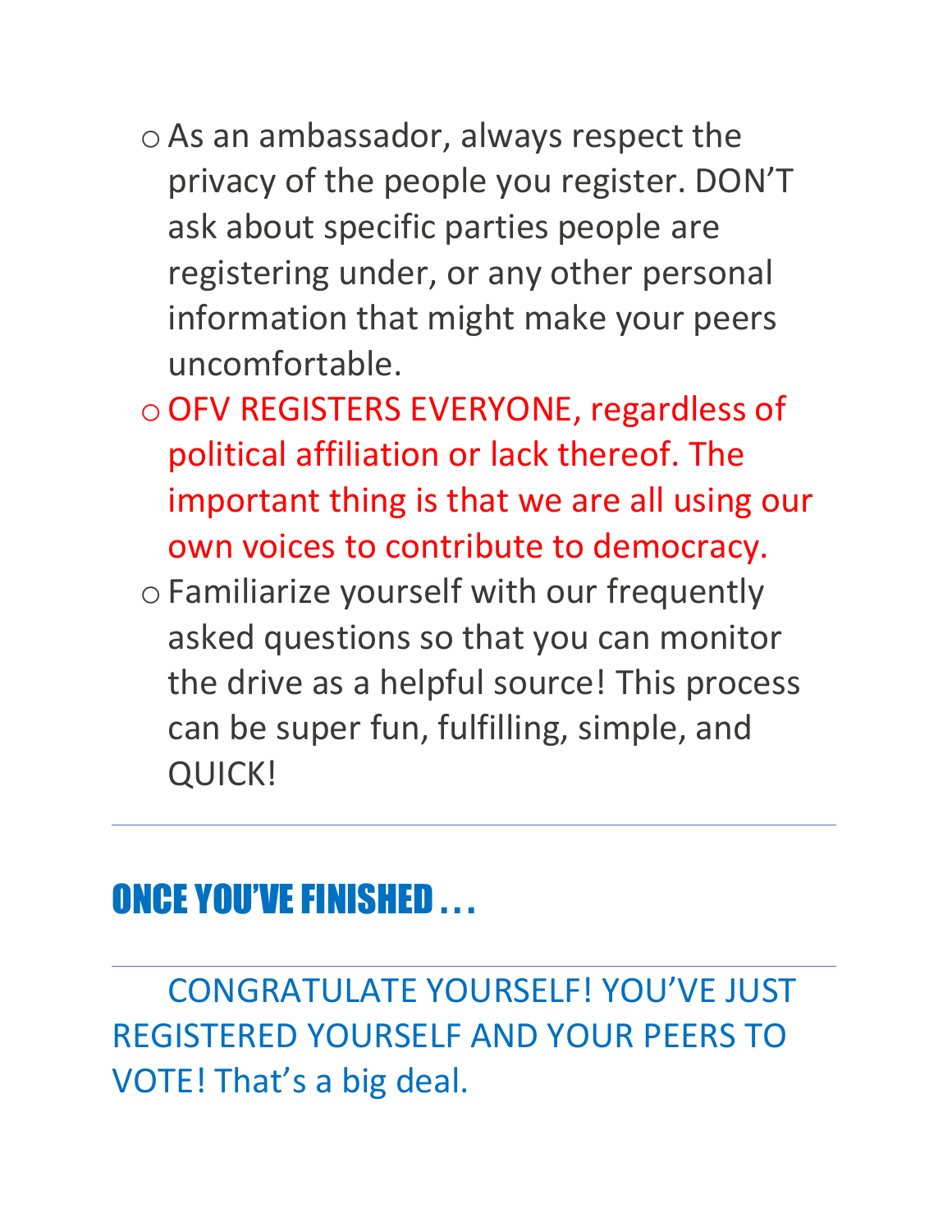- As an ambassador, always respect the privacy of the people you register. DON'T ask about specific parties people are registering under, or any other personal information that might make your peers uncomfortable.
- OFV REGISTERS EVERYONE, regardless of political affiliation or lack thereof. The important thing is that we are all using our own voices to contribute to democracy.
- Familiarize yourself with our frequently asked questions so that you can monitor the drive as a helpful source! This process can be super fun, fulfilling, simple, and QUICK!

---

## ONCE YOU'VE FINISHED . . .

---

CONGRATULATE YOURSELF! YOU'VE JUST REGISTERED YOURSELF AND YOUR PEERS TO VOTE! That's a big deal.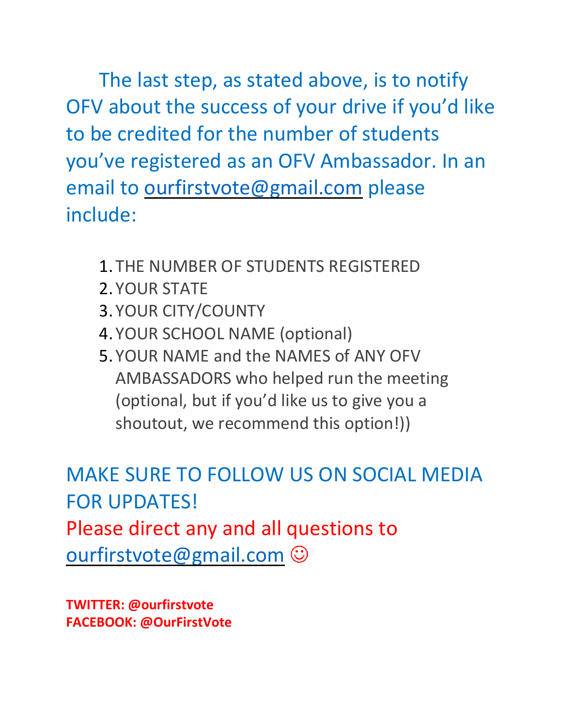The last step, as stated above, is to notify OFV about the success of your drive if you'd like to be credited for the number of students you've registered as an OFV Ambassador. In an email to ourfirstvote@gmail.com please include:

1. THE NUMBER OF STUDENTS REGISTERED
2. YOUR STATE
3. YOUR CITY/COUNTY
4. YOUR SCHOOL NAME (optional)
5. YOUR NAME and the NAMES of ANY OFV AMBASSADORS who helped run the meeting (optional, but if you'd like us to give you a shoutout, we recommend this option!))

MAKE SURE TO FOLLOW US ON SOCIAL MEDIA FOR UPDATES!

Please direct any and all questions to ourfirstvote@gmail.com ☺

**TWITTER: @ourfirstvote**
**FACEBOOK: @OurFirstVote**